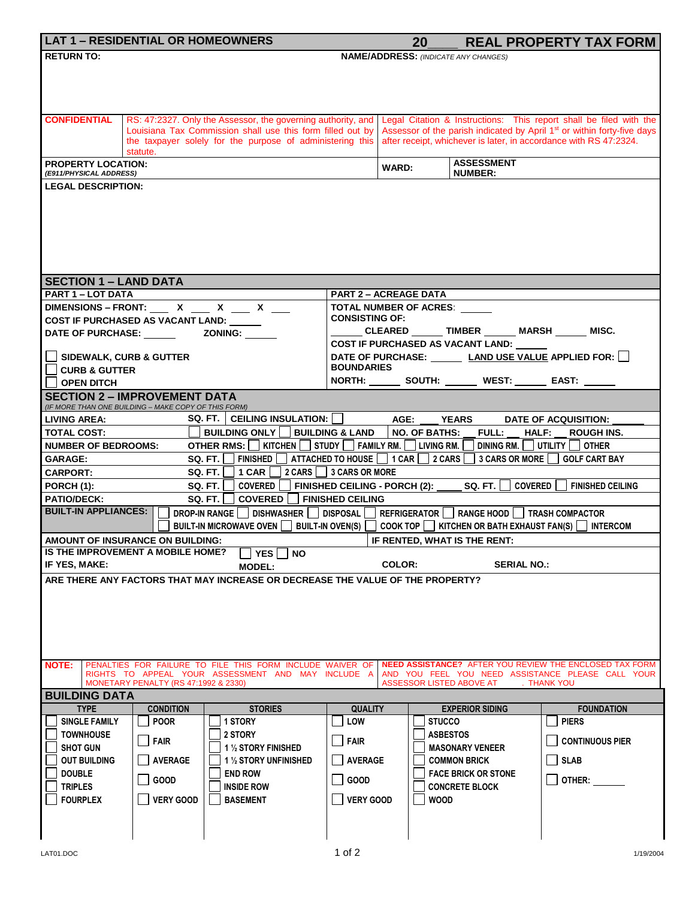# LAT 1 – RESIDENTIAL OR HOMEOWNERS

# 20____ REAL PROPERTY TAX FORM

**RETURN TO:**

**NAME/ADDRESS:** *(INDICATE ANY CHANGES)*

**CONFIDENTIAL** RS: 47:2327. Only the Assessor, the governing authority, and Louisiana Tax Commission shall use this form filled out by the taxpayer solely for the purpose of administering this statute.

Legal Citation & Instructions: This report shall be filed with the Assessor of the parish indicated by April 1st or within forty-five days after receipt, whichever is later, in accordance with RS 47:2324.

**PROPERTY LOCATION:** *(E911/PHYSICAL ADDRESS)* **WARD:** **ASSESSMENT NUMBER:**

**LEGAL DESCRIPTION:**

## SECTION 1 – LAND DATA

**PART 1 – LOT DATA**

**DIMENSIONS – FRONT:** ____ **X** ____ **X** ____ **X** ____

**COST IF PURCHASED AS VACANT LAND:** ______

**DATE OF PURCHASE:** ______ **ZONING:** ______

☐ **SIDEWALK, CURB & GUTTER**
☐ **CURB & GUTTER**
☐ **OPEN DITCH**

**PART 2 – ACREAGE DATA**

**TOTAL NUMBER OF ACRES:** ______

**CONSISTING OF:**

______ **CLEARED** ______ **TIMBER** ______ **MARSH** ______ **MISC.**

**COST IF PURCHASED AS VACANT LAND:** ______

**DATE OF PURCHASE:** ______ **LAND USE VALUE APPLIED FOR:** ☐

**BOUNDARIES**

**NORTH:** ______ **SOUTH:** ______ **WEST:** ______ **EAST:** ______

## SECTION 2 – IMPROVEMENT DATA

*(IF MORE THAN ONE BUILDING – MAKE COPY OF THIS FORM)*

**LIVING AREA:** **SQ. FT.** | **CEILING INSULATION:** ☐ **AGE:** ___ **YEARS** **DATE OF ACQUISITION:** ______

**TOTAL COST:** ☐ **BUILDING ONLY** ☐ **BUILDING & LAND** | **NO. OF BATHS:** ___ **FULL:** ___ **HALF:** ___ **ROUGH INS.**

**NUMBER OF BEDROOMS:** **OTHER RMS:** ☐ **KITCHEN** ☐ **STUDY** ☐ **FAMILY RM.** ☐ **LIVING RM.** ☐ **DINING RM.** ☐ **UTILITY** ☐ **OTHER**

**GARAGE:** **SQ. FT.** ☐ **FINISHED** ☐ **ATTACHED TO HOUSE** ☐ **1 CAR** ☐ **2 CARS** ☐ **3 CARS OR MORE** ☐ **GOLF CART BAY**

**CARPORT:** **SQ. FT.** ☐ **1 CAR** ☐ **2 CARS** ☐ **3 CARS OR MORE**

**PORCH (1):** **SQ. FT.** ☐ **COVERED** ☐ **FINISHED CEILING - PORCH (2):** ____ **SQ. FT.** ☐ **COVERED** ☐ **FINISHED CEILING**

**PATIO/DECK:** **SQ. FT.** ☐ **COVERED** ☐ **FINISHED CEILING**

**BUILT-IN APPLIANCES:** ☐ **DROP-IN RANGE** ☐ **DISHWASHER** ☐ **DISPOSAL** ☐ **REFRIGERATOR** ☐ **RANGE HOOD** ☐ **TRASH COMPACTOR** ☐ **BUILT-IN MICROWAVE OVEN** ☐ **BUILT-IN OVEN(S)** ☐ **COOK TOP** ☐ **KITCHEN OR BATH EXHAUST FAN(S)** ☐ **INTERCOM**

**AMOUNT OF INSURANCE ON BUILDING:** **IF RENTED, WHAT IS THE RENT:**

**IS THE IMPROVEMENT A MOBILE HOME?** ☐ **YES** ☐ **NO**

**IF YES, MAKE:** **MODEL:** **COLOR:** **SERIAL NO.:**

**ARE THERE ANY FACTORS THAT MAY INCREASE OR DECREASE THE VALUE OF THE PROPERTY?**

**NOTE:** PENALTIES FOR FAILURE TO FILE THIS FORM INCLUDE WAIVER OF RIGHTS TO APPEAL YOUR ASSESSMENT AND MAY INCLUDE A MONETARY PENALTY (RS 47:1992 & 2330)

**NEED ASSISTANCE?** AFTER YOU REVIEW THE ENCLOSED TAX FORM AND YOU FEEL YOU NEED ASSISTANCE PLEASE CALL YOUR ASSESSOR LISTED ABOVE AT . THANK YOU

## BUILDING DATA

| TYPE | CONDITION | STORIES | QUALITY | EXPERIOR SIDING | FOUNDATION |
|---|---|---|---|---|---|
| ☐ SINGLE FAMILY | ☐ POOR | ☐ 1 STORY | ☐ LOW | ☐ STUCCO | ☐ PIERS |
| ☐ TOWNHOUSE | ☐ FAIR | ☐ 2 STORY | ☐ FAIR | ☐ ASBESTOS | ☐ CONTINUOUS PIER |
| ☐ SHOT GUN | | ☐ 1 ½ STORY FINISHED | | ☐ MASONARY VENEER | |
| ☐ OUT BUILDING | ☐ AVERAGE | ☐ 1 ½ STORY UNFINISHED | ☐ AVERAGE | ☐ COMMON BRICK | ☐ SLAB |
| ☐ DOUBLE | ☐ GOOD | ☐ END ROW | ☐ GOOD | ☐ FACE BRICK OR STONE | ☐ OTHER: ______ |
| ☐ TRIPLES | | ☐ INSIDE ROW | | ☐ CONCRETE BLOCK | |
| ☐ FOURPLEX | ☐ VERY GOOD | ☐ BASEMENT | ☐ VERY GOOD | ☐ WOOD | |

LAT01.DOC 1/19/2004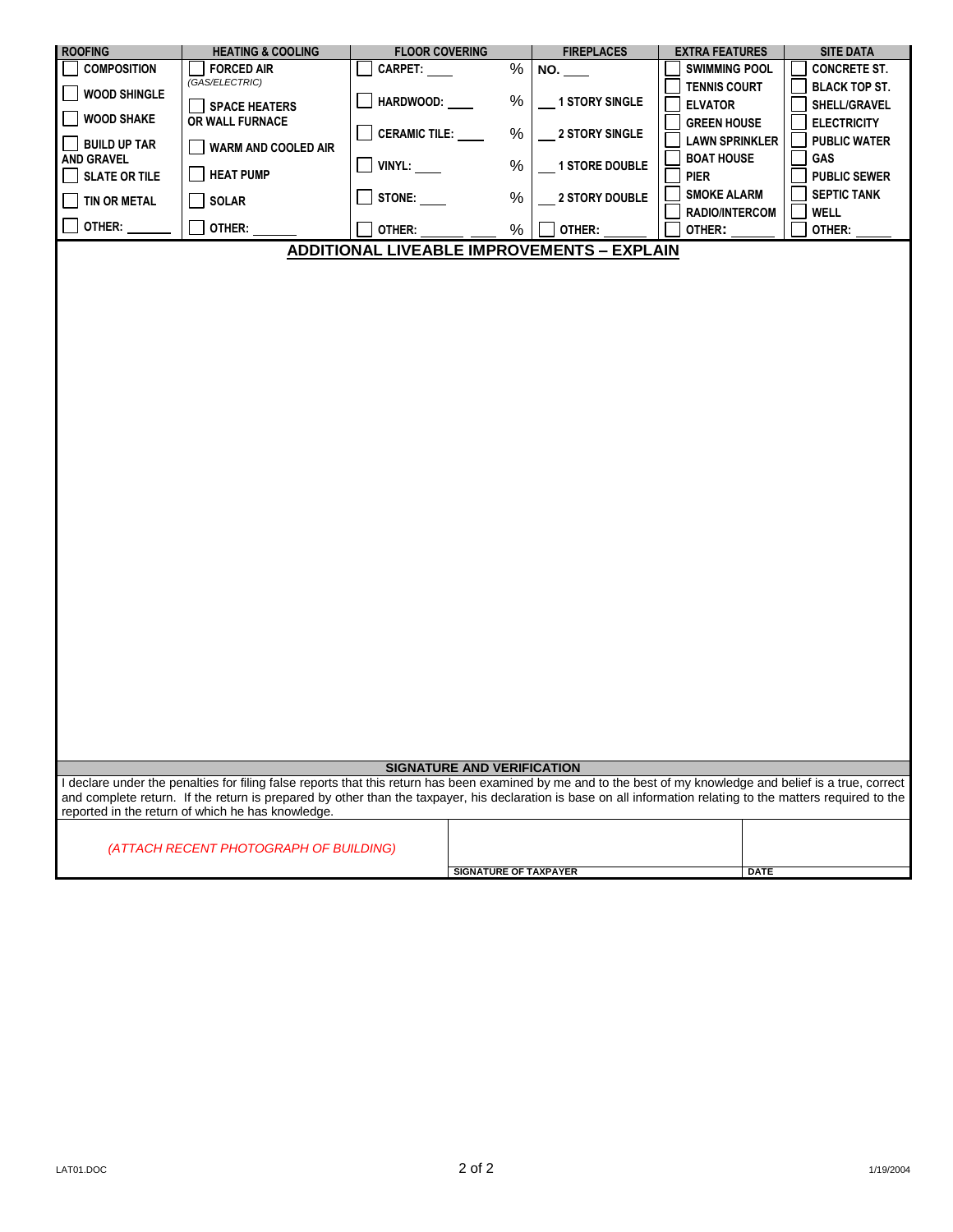| ROOFING | HEATING & COOLING | FLOOR COVERING | | FIREPLACES | EXTRA FEATURES | SITE DATA |
|---|---|---|---|---|---|---|
| ☐ COMPOSITION | ☐ FORCED AIR *(GAS/ELECTRIC)* | ☐ CARPET: ____ | % | NO. ____ | ☐ SWIMMING POOL | ☐ CONCRETE ST. |
| ☐ WOOD SHINGLE | ☐ SPACE HEATERS OR WALL FURNACE | ☐ HARDWOOD: ____ | % | ___ 1 STORY SINGLE | ☐ TENNIS COURT | ☐ BLACK TOP ST. |
| ☐ WOOD SHAKE | ☐ WARM AND COOLED AIR | ☐ CERAMIC TILE: ____ | % | ___ 2 STORY SINGLE | ☐ ELVATOR | ☐ SHELL/GRAVEL |
| ☐ BUILD UP TAR AND GRAVEL | ☐ HEAT PUMP | ☐ VINYL: ____ | % | ___ 1 STORE DOUBLE | ☐ GREEN HOUSE | ☐ ELECTRICITY |
| ☐ SLATE OR TILE | ☐ SOLAR | ☐ STONE: ____ | % | ___ 2 STORY DOUBLE | ☐ LAWN SPRINKLER | ☐ PUBLIC WATER |
| ☐ TIN OR METAL | ☐ OTHER: ______ | ☐ OTHER: ______ ___ | % | ☐ OTHER: ______ | ☐ BOAT HOUSE | ☐ GAS |
| ☐ OTHER: ______ | | | | | ☐ PIER | ☐ PUBLIC SEWER |
| | | | | | ☐ SMOKE ALARM | ☐ SEPTIC TANK |
| | | | | | ☐ RADIO/INTERCOM | ☐ WELL |
| | | | | | ☐ OTHER: ______ | ☐ OTHER: _____ |

## ADDITIONAL LIVEABLE IMPROVEMENTS – EXPLAIN

## SIGNATURE AND VERIFICATION

I declare under the penalties for filing false reports that this return has been examined by me and to the best of my knowledge and belief is a true, correct and complete return. If the return is prepared by other than the taxpayer, his declaration is base on all information relating to the matters required to the reported in the return of which he has knowledge.

| | | |
|---|---|---|
| *(ATTACH RECENT PHOTOGRAPH OF BUILDING)* | SIGNATURE OF TAXPAYER | DATE |

LAT01.DOC 1/19/2004